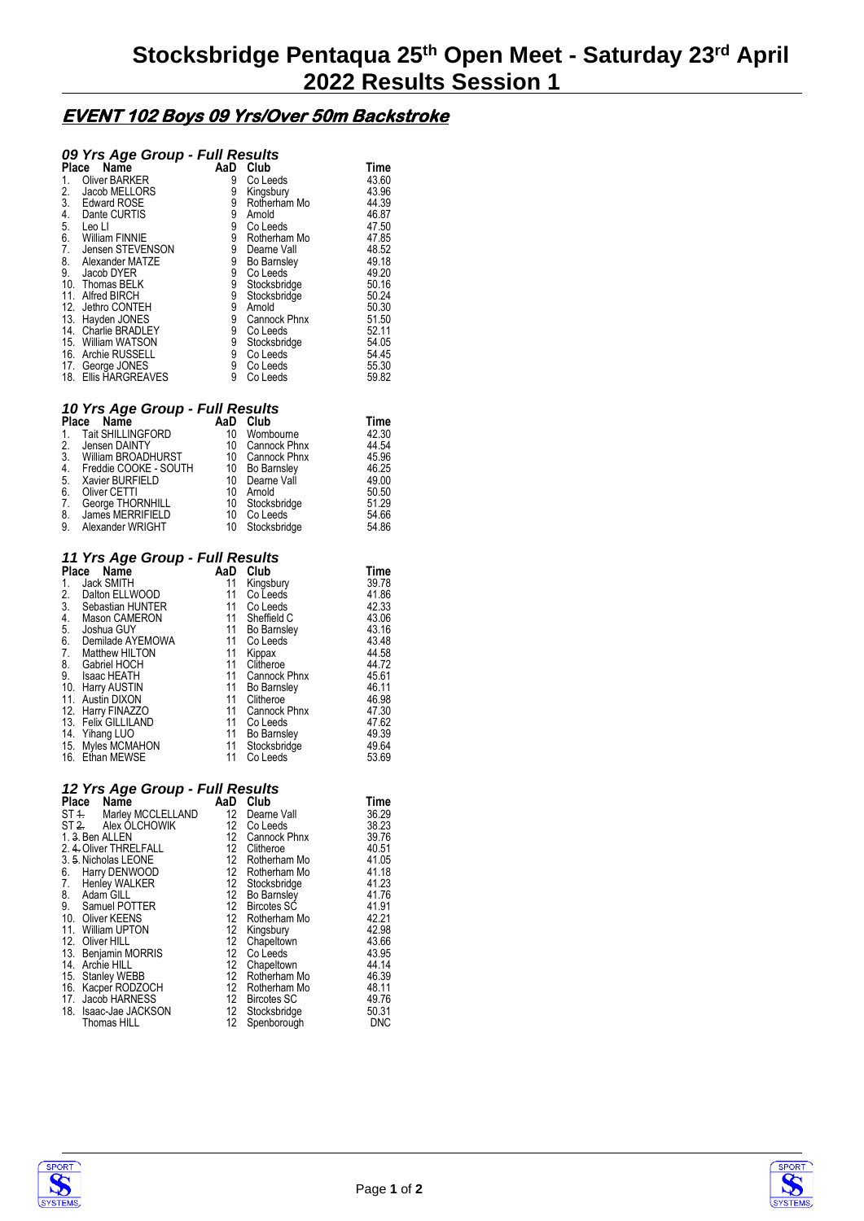# Stocksbridge Pentaqua 25th Open Meet - Saturday 23rd April 2022 Results Session 1

## EVENT 102 Boys 09 Yrs/Over 50m Backstroke

### 09 Yrs Age Group - Full Results

| Place | Name | AaD | Club | Time |
|---|---|---|---|---|
| 1. | Oliver BARKER | 9 | Co Leeds | 43.60 |
| 2. | Jacob MELLORS | 9 | Kingsbury | 43.96 |
| 3. | Edward ROSE | 9 | Rotherham Mo | 44.39 |
| 4. | Dante CURTIS | 9 | Arnold | 46.87 |
| 5. | Leo LI | 9 | Co Leeds | 47.50 |
| 6. | William FINNIE | 9 | Rotherham Mo | 47.85 |
| 7. | Jensen STEVENSON | 9 | Dearne Vall | 48.52 |
| 8. | Alexander MATZE | 9 | Bo Barnsley | 49.18 |
| 9. | Jacob DYER | 9 | Co Leeds | 49.20 |
| 10. | Thomas BELK | 9 | Stocksbridge | 50.16 |
| 11. | Alfred BIRCH | 9 | Stocksbridge | 50.24 |
| 12. | Jethro CONTEH | 9 | Arnold | 50.30 |
| 13. | Hayden JONES | 9 | Cannock Phnx | 51.50 |
| 14. | Charlie BRADLEY | 9 | Co Leeds | 52.11 |
| 15. | William WATSON | 9 | Stocksbridge | 54.05 |
| 16. | Archie RUSSELL | 9 | Co Leeds | 54.45 |
| 17. | George JONES | 9 | Co Leeds | 55.30 |
| 18. | Ellis HARGREAVES | 9 | Co Leeds | 59.82 |

### 10 Yrs Age Group - Full Results

| Place | Name | AaD | Club | Time |
|---|---|---|---|---|
| 1. | Tait SHILLINGFORD | 10 | Wombourne | 42.30 |
| 2. | Jensen DAINTY | 10 | Cannock Phnx | 44.54 |
| 3. | William BROADHURST | 10 | Cannock Phnx | 45.96 |
| 4. | Freddie COOKE - SOUTH | 10 | Bo Barnsley | 46.25 |
| 5. | Xavier BURFIELD | 10 | Dearne Vall | 49.00 |
| 6. | Oliver CETTI | 10 | Arnold | 50.50 |
| 7. | George THORNHILL | 10 | Stocksbridge | 51.29 |
| 8. | James MERRIFIELD | 10 | Co Leeds | 54.66 |
| 9. | Alexander WRIGHT | 10 | Stocksbridge | 54.86 |

### 11 Yrs Age Group - Full Results

| Place | Name | AaD | Club | Time |
|---|---|---|---|---|
| 1. | Jack SMITH | 11 | Kingsbury | 39.78 |
| 2. | Dalton ELLWOOD | 11 | Co Leeds | 41.86 |
| 3. | Sebastian HUNTER | 11 | Co Leeds | 42.33 |
| 4. | Mason CAMERON | 11 | Sheffield C | 43.06 |
| 5. | Joshua GUY | 11 | Bo Barnsley | 43.16 |
| 6. | Demilade AYEMOWA | 11 | Co Leeds | 43.48 |
| 7. | Matthew HILTON | 11 | Kippax | 44.58 |
| 8. | Gabriel HOCH | 11 | Clitheroe | 44.72 |
| 9. | Isaac HEATH | 11 | Cannock Phnx | 45.61 |
| 10. | Harry AUSTIN | 11 | Bo Barnsley | 46.11 |
| 11. | Austin DIXON | 11 | Clitheroe | 46.98 |
| 12. | Harry FINAZZO | 11 | Cannock Phnx | 47.30 |
| 13. | Felix GILLILAND | 11 | Co Leeds | 47.62 |
| 14. | Yihang LUO | 11 | Bo Barnsley | 49.39 |
| 15. | Myles MCMAHON | 11 | Stocksbridge | 49.64 |
| 16. | Ethan MEWSE | 11 | Co Leeds | 53.69 |

### 12 Yrs Age Group - Full Results

| Place | Name | AaD | Club | Time |
|---|---|---|---|---|
| ST ~~1.~~ | Marley MCCLELLAND | 12 | Dearne Vall | 36.29 |
| ST ~~2.~~ | Alex OLCHOWIK | 12 | Co Leeds | 38.23 |
| 1. ~~3.~~ | Ben ALLEN | 12 | Cannock Phnx | 39.76 |
| 2. ~~4.~~ | Oliver THRELFALL | 12 | Clitheroe | 40.51 |
| 3. ~~5.~~ | Nicholas LEONE | 12 | Rotherham Mo | 41.05 |
| 6. | Harry DENWOOD | 12 | Rotherham Mo | 41.18 |
| 7. | Henley WALKER | 12 | Stocksbridge | 41.23 |
| 8. | Adam GILL | 12 | Bo Barnsley | 41.76 |
| 9. | Samuel POTTER | 12 | Bircotes SC | 41.91 |
| 10. | Oliver KEENS | 12 | Rotherham Mo | 42.21 |
| 11. | William UPTON | 12 | Kingsbury | 42.98 |
| 12. | Oliver HILL | 12 | Chapeltown | 43.66 |
| 13. | Benjamin MORRIS | 12 | Co Leeds | 43.95 |
| 14. | Archie HILL | 12 | Chapeltown | 44.14 |
| 15. | Stanley WEBB | 12 | Rotherham Mo | 46.39 |
| 16. | Kacper RODZOCH | 12 | Rotherham Mo | 48.11 |
| 17. | Jacob HARNESS | 12 | Bircotes SC | 49.76 |
| 18. | Isaac-Jae JACKSON | 12 | Stocksbridge | 50.31 |
| | Thomas HILL | 12 | Spenborough | DNC |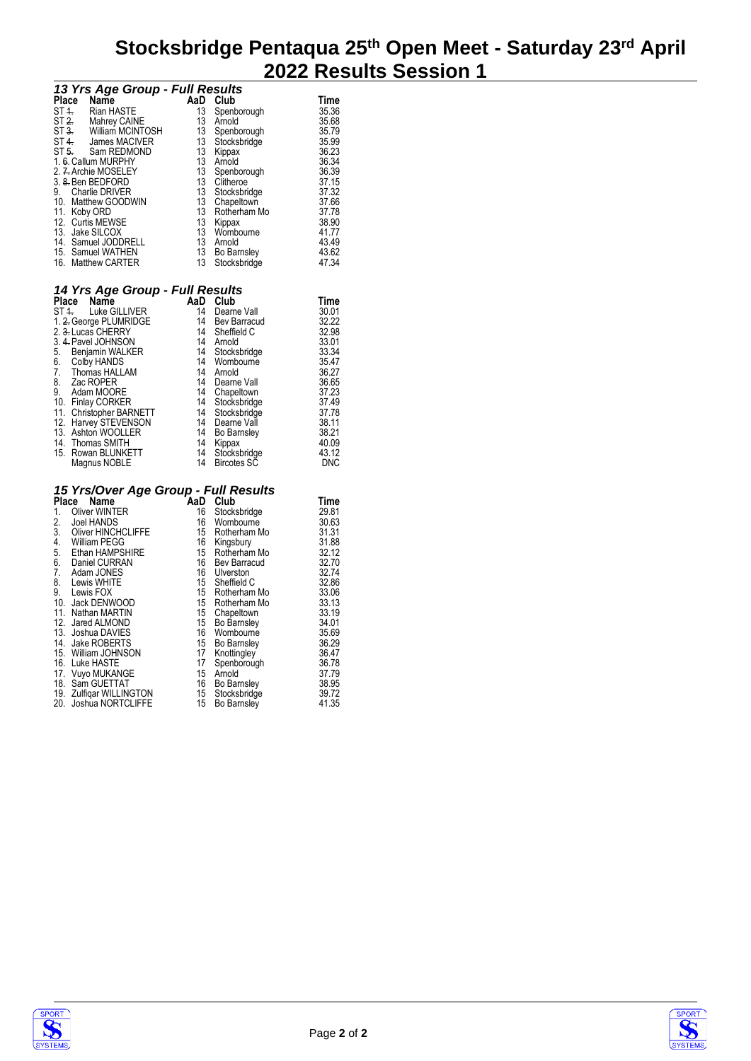# Stocksbridge Pentaqua 25th Open Meet - Saturday 23rd April 2022 Results Session 1

## 13 Yrs Age Group - Full Results

| Place | Name | AaD | Club | Time |
|---|---|---|---|---|
| ST ~~1.~~ | Rian HASTE | 13 | Spenborough | 35.36 |
| ST ~~2.~~ | Mahrey CAINE | 13 | Arnold | 35.68 |
| ST ~~3.~~ | William MCINTOSH | 13 | Spenborough | 35.79 |
| ST ~~4.~~ | James MACIVER | 13 | Stocksbridge | 35.99 |
| ST ~~5.~~ | Sam REDMOND | 13 | Kippax | 36.23 |
| 1. ~~6.~~ | Callum MURPHY | 13 | Arnold | 36.34 |
| 2. ~~7.~~ | Archie MOSELEY | 13 | Spenborough | 36.39 |
| 3. ~~8.~~ | Ben BEDFORD | 13 | Clitheroe | 37.15 |
| 9. | Charlie DRIVER | 13 | Stocksbridge | 37.32 |
| 10. | Matthew GOODWIN | 13 | Chapeltown | 37.66 |
| 11. | Koby ORD | 13 | Rotherham Mo | 37.78 |
| 12. | Curtis MEWSE | 13 | Kippax | 38.90 |
| 13. | Jake SILCOX | 13 | Wombourne | 41.77 |
| 14. | Samuel JODDRELL | 13 | Arnold | 43.49 |
| 15. | Samuel WATHEN | 13 | Bo Barnsley | 43.62 |
| 16. | Matthew CARTER | 13 | Stocksbridge | 47.34 |

## 14 Yrs Age Group - Full Results

| Place | Name | AaD | Club | Time |
|---|---|---|---|---|
| ST ~~1.~~ | Luke GILLIVER | 14 | Dearne Vall | 30.01 |
| 1. ~~2.~~ | George PLUMRIDGE | 14 | Bev Barracud | 32.22 |
| 2. ~~3.~~ | Lucas CHERRY | 14 | Sheffield C | 32.98 |
| 3. ~~4.~~ | Pavel JOHNSON | 14 | Arnold | 33.01 |
| 5. | Benjamin WALKER | 14 | Stocksbridge | 33.34 |
| 6. | Colby HANDS | 14 | Wombourne | 35.47 |
| 7. | Thomas HALLAM | 14 | Arnold | 36.27 |
| 8. | Zac ROPER | 14 | Dearne Vall | 36.65 |
| 9. | Adam MOORE | 14 | Chapeltown | 37.23 |
| 10. | Finlay CORKER | 14 | Stocksbridge | 37.49 |
| 11. | Christopher BARNETT | 14 | Stocksbridge | 37.78 |
| 12. | Harvey STEVENSON | 14 | Dearne Vall | 38.11 |
| 13. | Ashton WOOLLER | 14 | Bo Barnsley | 38.21 |
| 14. | Thomas SMITH | 14 | Kippax | 40.09 |
| 15. | Rowan BLUNKETT | 14 | Stocksbridge | 43.12 |
| | Magnus NOBLE | 14 | Bircotes SC | DNC |

## 15 Yrs/Over Age Group - Full Results

| Place | Name | AaD | Club | Time |
|---|---|---|---|---|
| 1. | Oliver WINTER | 16 | Stocksbridge | 29.81 |
| 2. | Joel HANDS | 16 | Wombourne | 30.63 |
| 3. | Oliver HINCHCLIFFE | 15 | Rotherham Mo | 31.31 |
| 4. | William PEGG | 16 | Kingsbury | 31.88 |
| 5. | Ethan HAMPSHIRE | 15 | Rotherham Mo | 32.12 |
| 6. | Daniel CURRAN | 16 | Bev Barracud | 32.70 |
| 7. | Adam JONES | 16 | Ulverston | 32.74 |
| 8. | Lewis WHITE | 15 | Sheffield C | 32.86 |
| 9. | Lewis FOX | 15 | Rotherham Mo | 33.06 |
| 10. | Jack DENWOOD | 15 | Rotherham Mo | 33.13 |
| 11. | Nathan MARTIN | 15 | Chapeltown | 33.19 |
| 12. | Jared ALMOND | 15 | Bo Barnsley | 34.01 |
| 13. | Joshua DAVIES | 16 | Wombourne | 35.69 |
| 14. | Jake ROBERTS | 15 | Bo Barnsley | 36.29 |
| 15. | William JOHNSON | 17 | Knottingley | 36.47 |
| 16. | Luke HASTE | 17 | Spenborough | 36.78 |
| 17. | Vuyo MUKANGE | 15 | Arnold | 37.79 |
| 18. | Sam GUETTAT | 16 | Bo Barnsley | 38.95 |
| 19. | Zulfiqar WILLINGTON | 15 | Stocksbridge | 39.72 |
| 20. | Joshua NORTCLIFFE | 15 | Bo Barnsley | 41.35 |